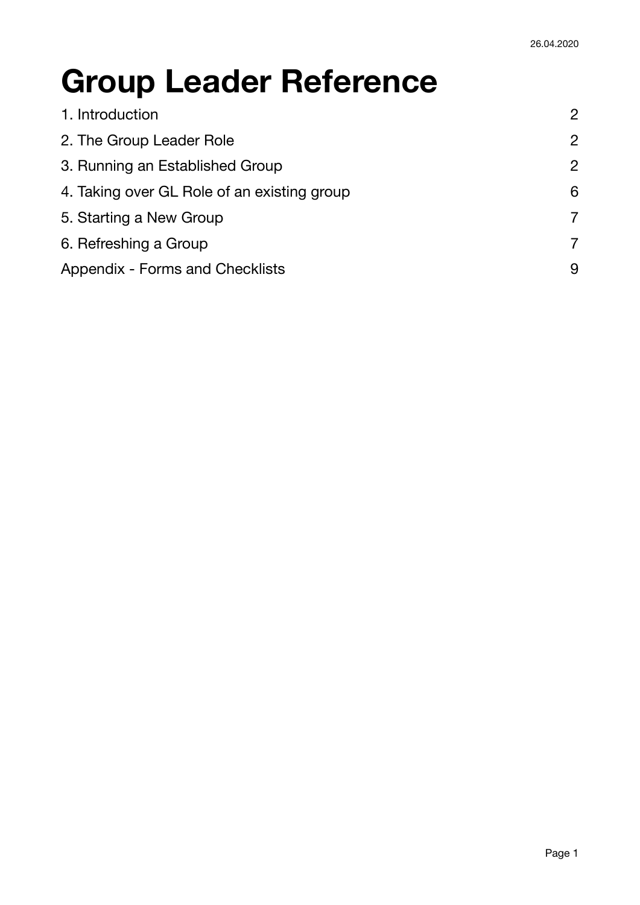26.04.2020

# Group Leader Reference

| | |
|---|---|
| 1. Introduction | 2 |
| 2. The Group Leader Role | 2 |
| 3. Running an Established Group | 2 |
| 4. Taking over GL Role of an existing group | 6 |
| 5. Starting a New Group | 7 |
| 6. Refreshing a Group | 7 |
| Appendix - Forms and Checklists | 9 |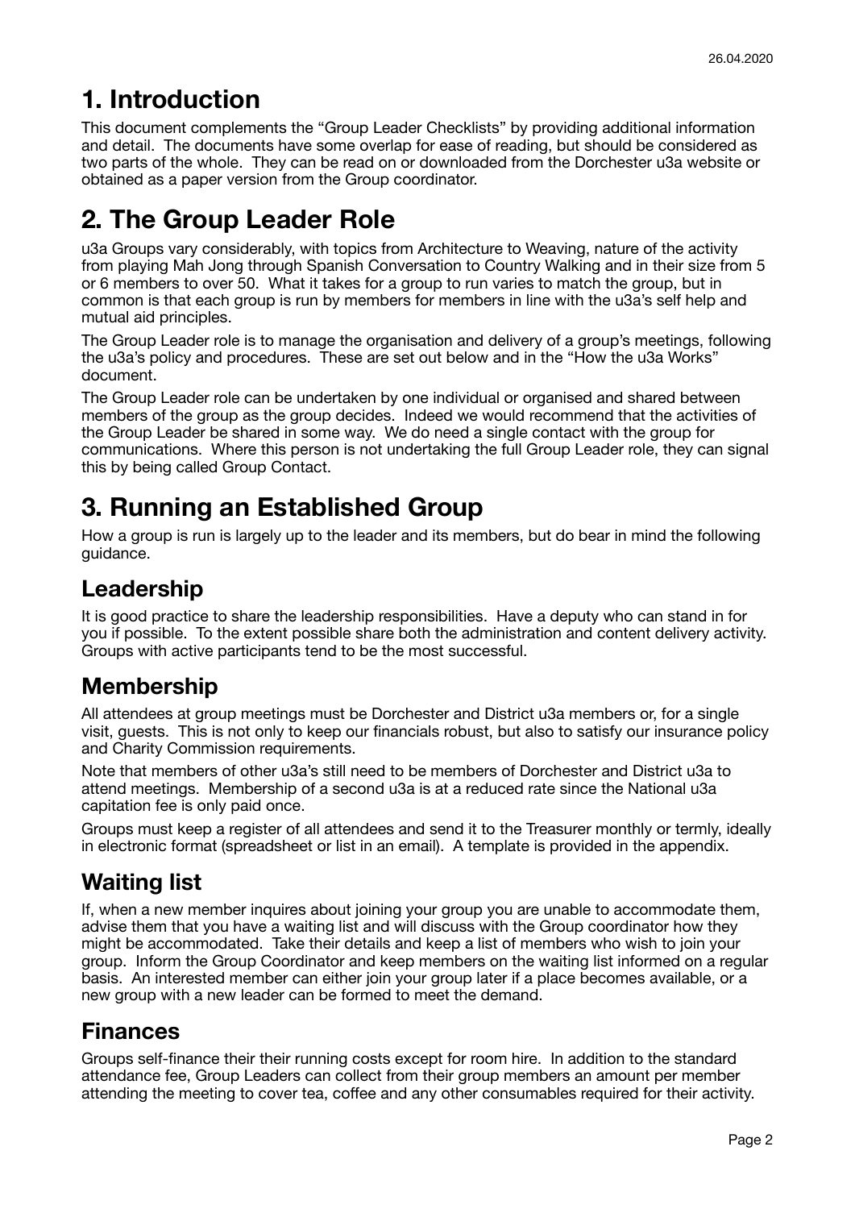# 1. Introduction

This document complements the "Group Leader Checklists" by providing additional information and detail. The documents have some overlap for ease of reading, but should be considered as two parts of the whole. They can be read on or downloaded from the Dorchester u3a website or obtained as a paper version from the Group coordinator.

# 2. The Group Leader Role

u3a Groups vary considerably, with topics from Architecture to Weaving, nature of the activity from playing Mah Jong through Spanish Conversation to Country Walking and in their size from 5 or 6 members to over 50. What it takes for a group to run varies to match the group, but in common is that each group is run by members for members in line with the u3a's self help and mutual aid principles.

The Group Leader role is to manage the organisation and delivery of a group's meetings, following the u3a's policy and procedures. These are set out below and in the "How the u3a Works" document.

The Group Leader role can be undertaken by one individual or organised and shared between members of the group as the group decides. Indeed we would recommend that the activities of the Group Leader be shared in some way. We do need a single contact with the group for communications. Where this person is not undertaking the full Group Leader role, they can signal this by being called Group Contact.

# 3. Running an Established Group

How a group is run is largely up to the leader and its members, but do bear in mind the following guidance.

## Leadership

It is good practice to share the leadership responsibilities. Have a deputy who can stand in for you if possible. To the extent possible share both the administration and content delivery activity. Groups with active participants tend to be the most successful.

## Membership

All attendees at group meetings must be Dorchester and District u3a members or, for a single visit, guests. This is not only to keep our financials robust, but also to satisfy our insurance policy and Charity Commission requirements.

Note that members of other u3a's still need to be members of Dorchester and District u3a to attend meetings. Membership of a second u3a is at a reduced rate since the National u3a capitation fee is only paid once.

Groups must keep a register of all attendees and send it to the Treasurer monthly or termly, ideally in electronic format (spreadsheet or list in an email). A template is provided in the appendix.

## Waiting list

If, when a new member inquires about joining your group you are unable to accommodate them, advise them that you have a waiting list and will discuss with the Group coordinator how they might be accommodated. Take their details and keep a list of members who wish to join your group. Inform the Group Coordinator and keep members on the waiting list informed on a regular basis. An interested member can either join your group later if a place becomes available, or a new group with a new leader can be formed to meet the demand.

## Finances

Groups self-finance their their running costs except for room hire. In addition to the standard attendance fee, Group Leaders can collect from their group members an amount per member attending the meeting to cover tea, coffee and any other consumables required for their activity.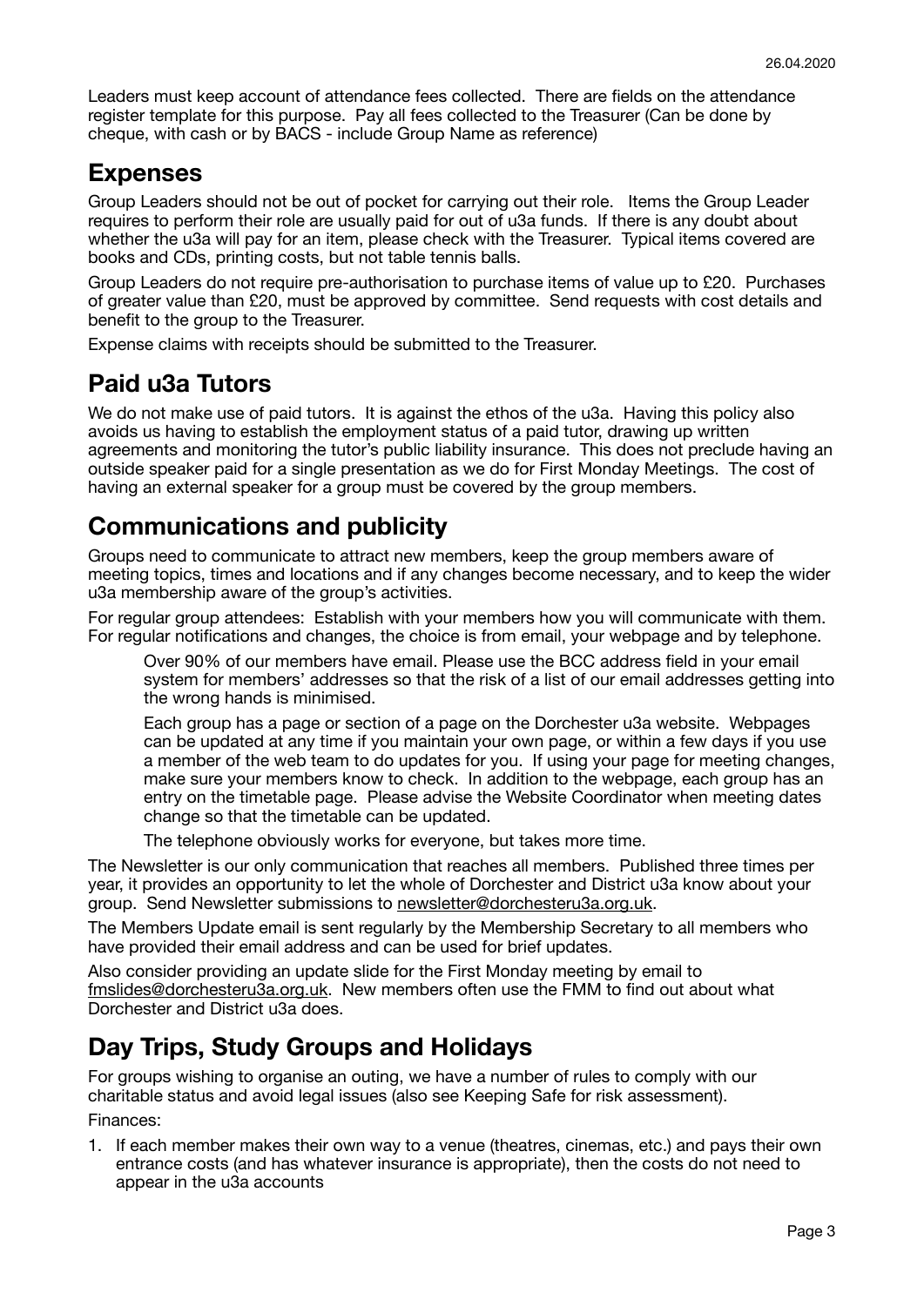Leaders must keep account of attendance fees collected. There are fields on the attendance register template for this purpose. Pay all fees collected to the Treasurer (Can be done by cheque, with cash or by BACS - include Group Name as reference)

## Expenses

Group Leaders should not be out of pocket for carrying out their role. Items the Group Leader requires to perform their role are usually paid for out of u3a funds. If there is any doubt about whether the u3a will pay for an item, please check with the Treasurer. Typical items covered are books and CDs, printing costs, but not table tennis balls.

Group Leaders do not require pre-authorisation to purchase items of value up to £20. Purchases of greater value than £20, must be approved by committee. Send requests with cost details and benefit to the group to the Treasurer.

Expense claims with receipts should be submitted to the Treasurer.

## Paid u3a Tutors

We do not make use of paid tutors. It is against the ethos of the u3a. Having this policy also avoids us having to establish the employment status of a paid tutor, drawing up written agreements and monitoring the tutor's public liability insurance. This does not preclude having an outside speaker paid for a single presentation as we do for First Monday Meetings. The cost of having an external speaker for a group must be covered by the group members.

## Communications and publicity

Groups need to communicate to attract new members, keep the group members aware of meeting topics, times and locations and if any changes become necessary, and to keep the wider u3a membership aware of the group's activities.

For regular group attendees: Establish with your members how you will communicate with them. For regular notifications and changes, the choice is from email, your webpage and by telephone.

> Over 90% of our members have email. Please use the BCC address field in your email system for members' addresses so that the risk of a list of our email addresses getting into the wrong hands is minimised.
>
> Each group has a page or section of a page on the Dorchester u3a website. Webpages can be updated at any time if you maintain your own page, or within a few days if you use a member of the web team to do updates for you. If using your page for meeting changes, make sure your members know to check. In addition to the webpage, each group has an entry on the timetable page. Please advise the Website Coordinator when meeting dates change so that the timetable can be updated.
>
> The telephone obviously works for everyone, but takes more time.

The Newsletter is our only communication that reaches all members. Published three times per year, it provides an opportunity to let the whole of Dorchester and District u3a know about your group. Send Newsletter submissions to newsletter@dorchesteru3a.org.uk.

The Members Update email is sent regularly by the Membership Secretary to all members who have provided their email address and can be used for brief updates.

Also consider providing an update slide for the First Monday meeting by email to fmslides@dorchesteru3a.org.uk. New members often use the FMM to find out about what Dorchester and District u3a does.

## Day Trips, Study Groups and Holidays

For groups wishing to organise an outing, we have a number of rules to comply with our charitable status and avoid legal issues (also see Keeping Safe for risk assessment).

Finances:

1. If each member makes their own way to a venue (theatres, cinemas, etc.) and pays their own entrance costs (and has whatever insurance is appropriate), then the costs do not need to appear in the u3a accounts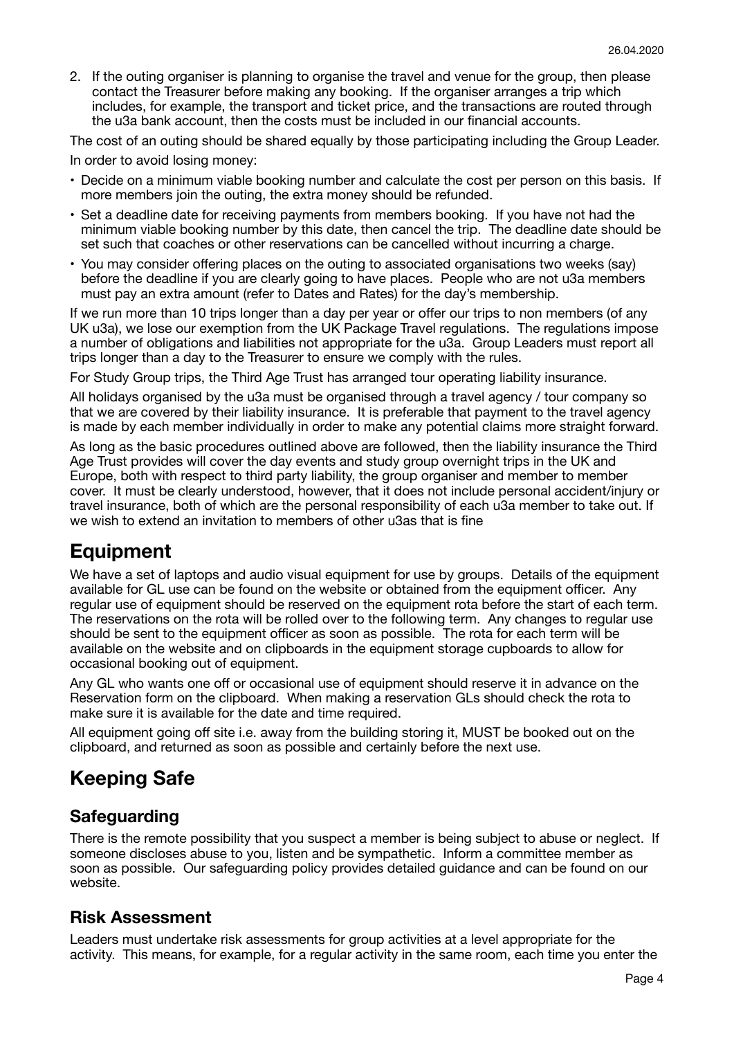2. If the outing organiser is planning to organise the travel and venue for the group, then please contact the Treasurer before making any booking. If the organiser arranges a trip which includes, for example, the transport and ticket price, and the transactions are routed through the u3a bank account, then the costs must be included in our financial accounts.

The cost of an outing should be shared equally by those participating including the Group Leader.

In order to avoid losing money:

- Decide on a minimum viable booking number and calculate the cost per person on this basis. If more members join the outing, the extra money should be refunded.
- Set a deadline date for receiving payments from members booking. If you have not had the minimum viable booking number by this date, then cancel the trip. The deadline date should be set such that coaches or other reservations can be cancelled without incurring a charge.
- You may consider offering places on the outing to associated organisations two weeks (say) before the deadline if you are clearly going to have places. People who are not u3a members must pay an extra amount (refer to Dates and Rates) for the day's membership.

If we run more than 10 trips longer than a day per year or offer our trips to non members (of any UK u3a), we lose our exemption from the UK Package Travel regulations. The regulations impose a number of obligations and liabilities not appropriate for the u3a. Group Leaders must report all trips longer than a day to the Treasurer to ensure we comply with the rules.

For Study Group trips, the Third Age Trust has arranged tour operating liability insurance.

All holidays organised by the u3a must be organised through a travel agency / tour company so that we are covered by their liability insurance. It is preferable that payment to the travel agency is made by each member individually in order to make any potential claims more straight forward.

As long as the basic procedures outlined above are followed, then the liability insurance the Third Age Trust provides will cover the day events and study group overnight trips in the UK and Europe, both with respect to third party liability, the group organiser and member to member cover. It must be clearly understood, however, that it does not include personal accident/injury or travel insurance, both of which are the personal responsibility of each u3a member to take out. If we wish to extend an invitation to members of other u3as that is fine

# Equipment

We have a set of laptops and audio visual equipment for use by groups. Details of the equipment available for GL use can be found on the website or obtained from the equipment officer. Any regular use of equipment should be reserved on the equipment rota before the start of each term. The reservations on the rota will be rolled over to the following term. Any changes to regular use should be sent to the equipment officer as soon as possible. The rota for each term will be available on the website and on clipboards in the equipment storage cupboards to allow for occasional booking out of equipment.

Any GL who wants one off or occasional use of equipment should reserve it in advance on the Reservation form on the clipboard. When making a reservation GLs should check the rota to make sure it is available for the date and time required.

All equipment going off site i.e. away from the building storing it, MUST be booked out on the clipboard, and returned as soon as possible and certainly before the next use.

# Keeping Safe

## Safeguarding

There is the remote possibility that you suspect a member is being subject to abuse or neglect. If someone discloses abuse to you, listen and be sympathetic. Inform a committee member as soon as possible. Our safeguarding policy provides detailed guidance and can be found on our website.

## Risk Assessment

Leaders must undertake risk assessments for group activities at a level appropriate for the activity. This means, for example, for a regular activity in the same room, each time you enter the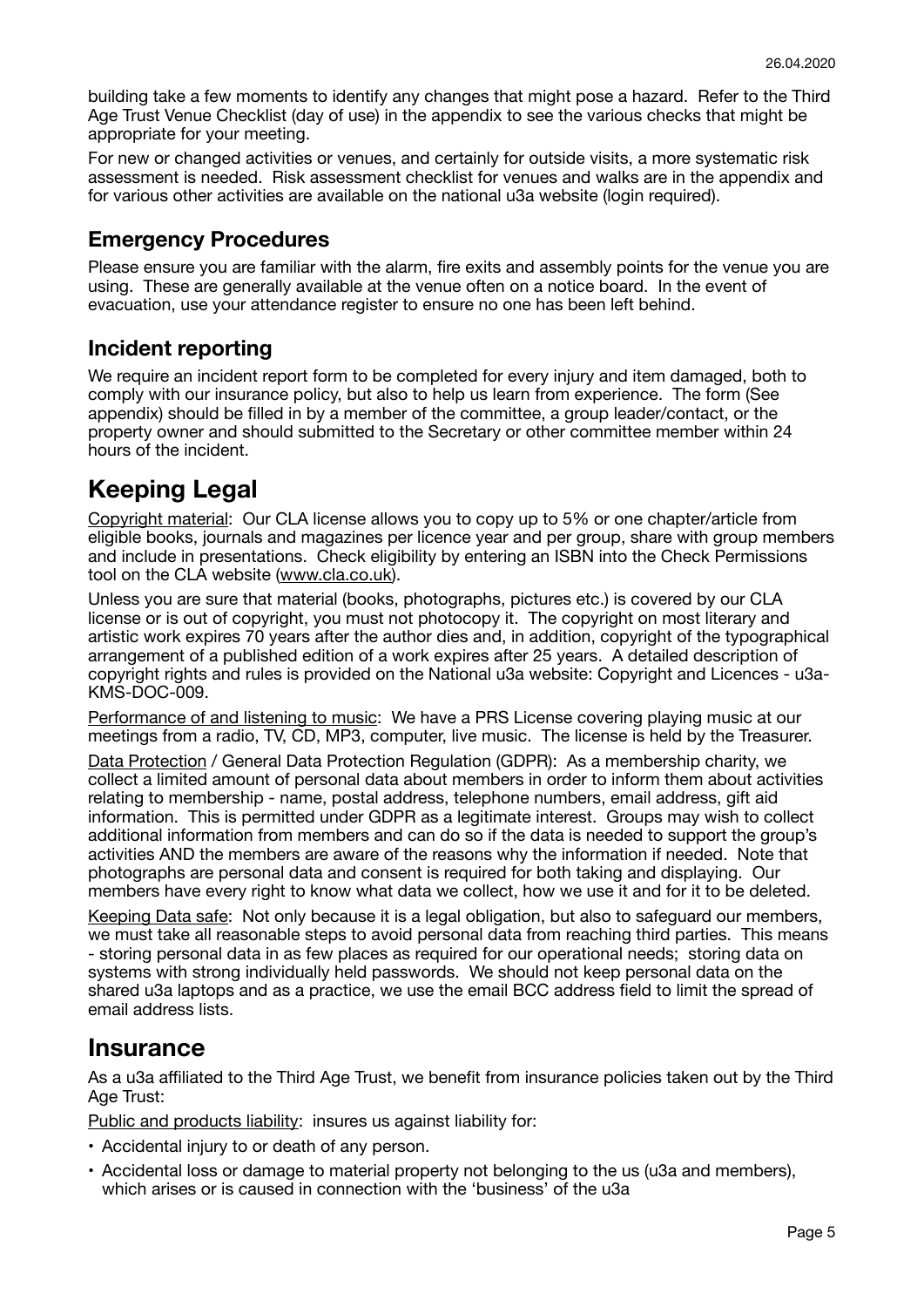building take a few moments to identify any changes that might pose a hazard. Refer to the Third Age Trust Venue Checklist (day of use) in the appendix to see the various checks that might be appropriate for your meeting.

For new or changed activities or venues, and certainly for outside visits, a more systematic risk assessment is needed. Risk assessment checklist for venues and walks are in the appendix and for various other activities are available on the national u3a website (login required).

### Emergency Procedures

Please ensure you are familiar with the alarm, fire exits and assembly points for the venue you are using. These are generally available at the venue often on a notice board. In the event of evacuation, use your attendance register to ensure no one has been left behind.

### Incident reporting

We require an incident report form to be completed for every injury and item damaged, both to comply with our insurance policy, but also to help us learn from experience. The form (See appendix) should be filled in by a member of the committee, a group leader/contact, or the property owner and should submitted to the Secretary or other committee member within 24 hours of the incident.

## Keeping Legal

Copyright material: Our CLA license allows you to copy up to 5% or one chapter/article from eligible books, journals and magazines per licence year and per group, share with group members and include in presentations. Check eligibility by entering an ISBN into the Check Permissions tool on the CLA website (www.cla.co.uk).

Unless you are sure that material (books, photographs, pictures etc.) is covered by our CLA license or is out of copyright, you must not photocopy it. The copyright on most literary and artistic work expires 70 years after the author dies and, in addition, copyright of the typographical arrangement of a published edition of a work expires after 25 years. A detailed description of copyright rights and rules is provided on the National u3a website: Copyright and Licences - u3a-KMS-DOC-009.

Performance of and listening to music: We have a PRS License covering playing music at our meetings from a radio, TV, CD, MP3, computer, live music. The license is held by the Treasurer.

Data Protection / General Data Protection Regulation (GDPR): As a membership charity, we collect a limited amount of personal data about members in order to inform them about activities relating to membership - name, postal address, telephone numbers, email address, gift aid information. This is permitted under GDPR as a legitimate interest. Groups may wish to collect additional information from members and can do so if the data is needed to support the group's activities AND the members are aware of the reasons why the information if needed. Note that photographs are personal data and consent is required for both taking and displaying. Our members have every right to know what data we collect, how we use it and for it to be deleted.

Keeping Data safe: Not only because it is a legal obligation, but also to safeguard our members, we must take all reasonable steps to avoid personal data from reaching third parties. This means - storing personal data in as few places as required for our operational needs; storing data on systems with strong individually held passwords. We should not keep personal data on the shared u3a laptops and as a practice, we use the email BCC address field to limit the spread of email address lists.

## Insurance

As a u3a affiliated to the Third Age Trust, we benefit from insurance policies taken out by the Third Age Trust:

Public and products liability: insures us against liability for:

- Accidental injury to or death of any person.
- Accidental loss or damage to material property not belonging to the us (u3a and members), which arises or is caused in connection with the 'business' of the u3a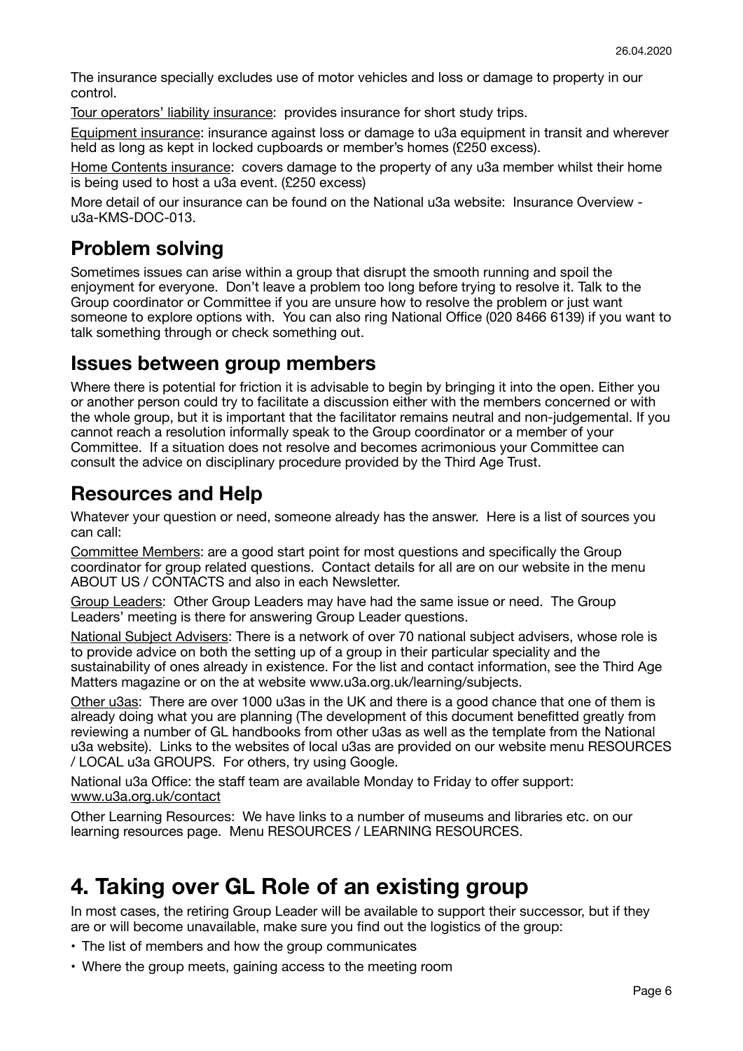The insurance specially excludes use of motor vehicles and loss or damage to property in our control.

Tour operators' liability insurance: provides insurance for short study trips.

Equipment insurance: insurance against loss or damage to u3a equipment in transit and wherever held as long as kept in locked cupboards or member's homes (£250 excess).

Home Contents insurance: covers damage to the property of any u3a member whilst their home is being used to host a u3a event. (£250 excess)

More detail of our insurance can be found on the National u3a website: Insurance Overview - u3a-KMS-DOC-013.

## Problem solving

Sometimes issues can arise within a group that disrupt the smooth running and spoil the enjoyment for everyone. Don't leave a problem too long before trying to resolve it. Talk to the Group coordinator or Committee if you are unsure how to resolve the problem or just want someone to explore options with. You can also ring National Office (020 8466 6139) if you want to talk something through or check something out.

## Issues between group members

Where there is potential for friction it is advisable to begin by bringing it into the open. Either you or another person could try to facilitate a discussion either with the members concerned or with the whole group, but it is important that the facilitator remains neutral and non-judgemental. If you cannot reach a resolution informally speak to the Group coordinator or a member of your Committee. If a situation does not resolve and becomes acrimonious your Committee can consult the advice on disciplinary procedure provided by the Third Age Trust.

## Resources and Help

Whatever your question or need, someone already has the answer. Here is a list of sources you can call:

Committee Members: are a good start point for most questions and specifically the Group coordinator for group related questions. Contact details for all are on our website in the menu ABOUT US / CONTACTS and also in each Newsletter.

Group Leaders: Other Group Leaders may have had the same issue or need. The Group Leaders' meeting is there for answering Group Leader questions.

National Subject Advisers: There is a network of over 70 national subject advisers, whose role is to provide advice on both the setting up of a group in their particular speciality and the sustainability of ones already in existence. For the list and contact information, see the Third Age Matters magazine or on the at website www.u3a.org.uk/learning/subjects.

Other u3as: There are over 1000 u3as in the UK and there is a good chance that one of them is already doing what you are planning (The development of this document benefitted greatly from reviewing a number of GL handbooks from other u3as as well as the template from the National u3a website). Links to the websites of local u3as are provided on our website menu RESOURCES / LOCAL u3a GROUPS. For others, try using Google.

National u3a Office: the staff team are available Monday to Friday to offer support: www.u3a.org.uk/contact

Other Learning Resources: We have links to a number of museums and libraries etc. on our learning resources page. Menu RESOURCES / LEARNING RESOURCES.

# 4. Taking over GL Role of an existing group

In most cases, the retiring Group Leader will be available to support their successor, but if they are or will become unavailable, make sure you find out the logistics of the group:

- The list of members and how the group communicates
- Where the group meets, gaining access to the meeting room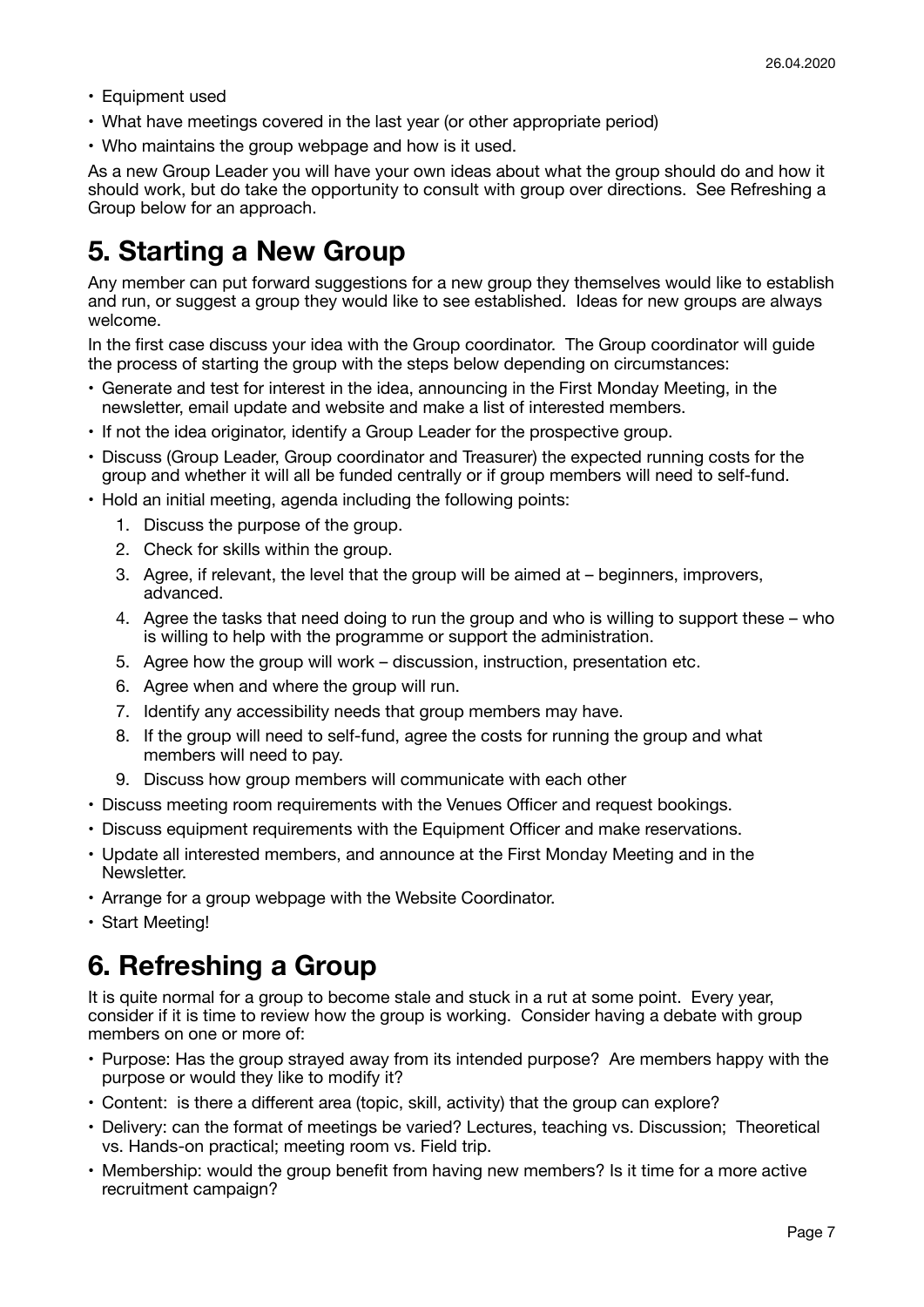- Equipment used
- What have meetings covered in the last year (or other appropriate period)
- Who maintains the group webpage and how is it used.

As a new Group Leader you will have your own ideas about what the group should do and how it should work, but do take the opportunity to consult with group over directions. See Refreshing a Group below for an approach.

# 5. Starting a New Group

Any member can put forward suggestions for a new group they themselves would like to establish and run, or suggest a group they would like to see established. Ideas for new groups are always welcome.

In the first case discuss your idea with the Group coordinator. The Group coordinator will guide the process of starting the group with the steps below depending on circumstances:

- Generate and test for interest in the idea, announcing in the First Monday Meeting, in the newsletter, email update and website and make a list of interested members.
- If not the idea originator, identify a Group Leader for the prospective group.
- Discuss (Group Leader, Group coordinator and Treasurer) the expected running costs for the group and whether it will all be funded centrally or if group members will need to self-fund.
- Hold an initial meeting, agenda including the following points:
    1. Discuss the purpose of the group.
    2. Check for skills within the group.
    3. Agree, if relevant, the level that the group will be aimed at – beginners, improvers, advanced.
    4. Agree the tasks that need doing to run the group and who is willing to support these – who is willing to help with the programme or support the administration.
    5. Agree how the group will work – discussion, instruction, presentation etc.
    6. Agree when and where the group will run.
    7. Identify any accessibility needs that group members may have.
    8. If the group will need to self-fund, agree the costs for running the group and what members will need to pay.
    9. Discuss how group members will communicate with each other
- Discuss meeting room requirements with the Venues Officer and request bookings.
- Discuss equipment requirements with the Equipment Officer and make reservations.
- Update all interested members, and announce at the First Monday Meeting and in the Newsletter.
- Arrange for a group webpage with the Website Coordinator.
- Start Meeting!

# 6. Refreshing a Group

It is quite normal for a group to become stale and stuck in a rut at some point. Every year, consider if it is time to review how the group is working. Consider having a debate with group members on one or more of:

- Purpose: Has the group strayed away from its intended purpose? Are members happy with the purpose or would they like to modify it?
- Content: is there a different area (topic, skill, activity) that the group can explore?
- Delivery: can the format of meetings be varied? Lectures, teaching vs. Discussion; Theoretical vs. Hands-on practical; meeting room vs. Field trip.
- Membership: would the group benefit from having new members? Is it time for a more active recruitment campaign?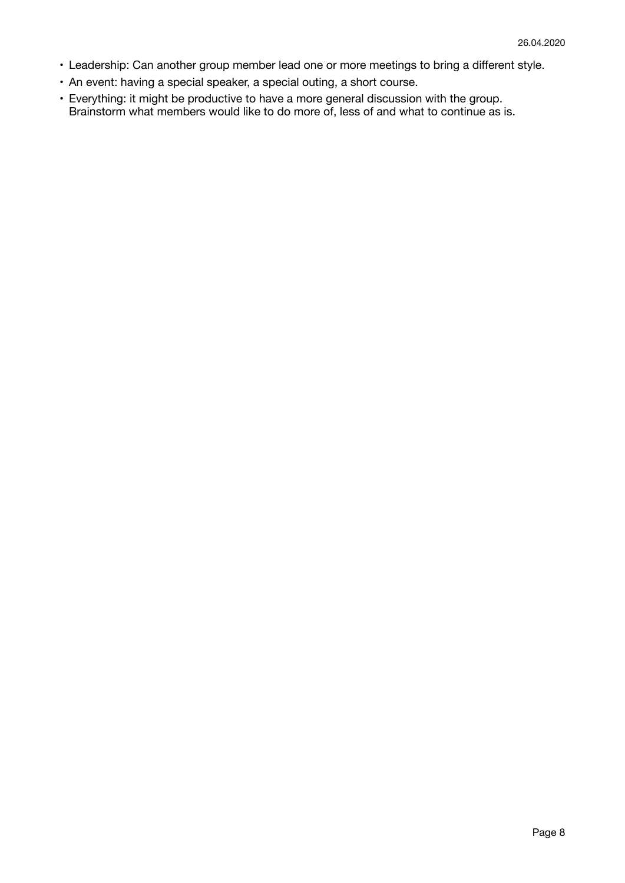- Leadership: Can another group member lead one or more meetings to bring a different style.
- An event: having a special speaker, a special outing, a short course.
- Everything: it might be productive to have a more general discussion with the group. Brainstorm what members would like to do more of, less of and what to continue as is.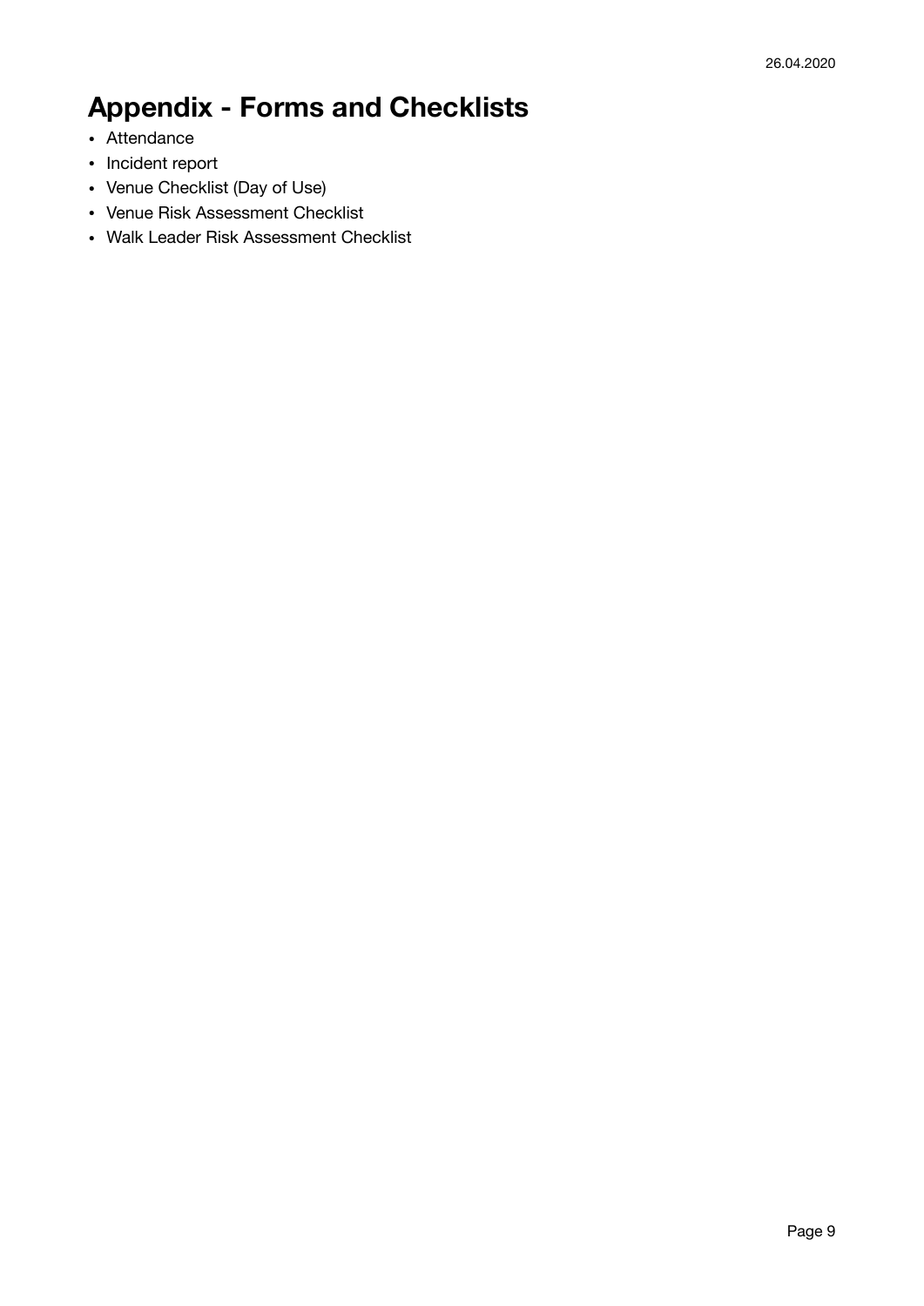# Appendix - Forms and Checklists

- Attendance
- Incident report
- Venue Checklist (Day of Use)
- Venue Risk Assessment Checklist
- Walk Leader Risk Assessment Checklist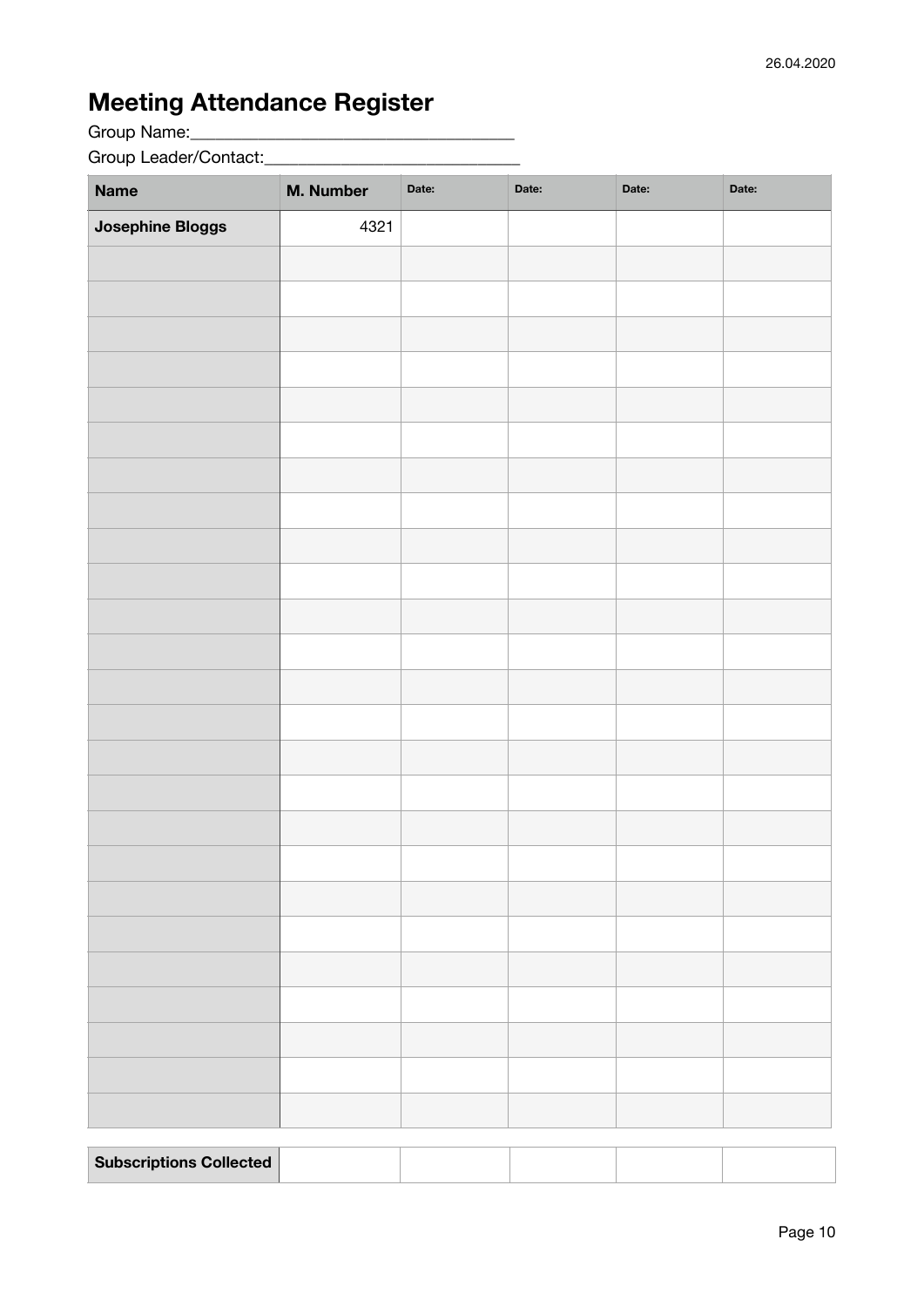# Meeting Attendance Register

Group Name:___________________________________

Group Leader/Contact:____________________________

| Name | M. Number | Date: | Date: | Date: | Date: |
|---|---|---|---|---|---|
| **Josephine Bloggs** | 4321 | | | | |
| | | | | | |
| | | | | | |
| | | | | | |
| | | | | | |
| | | | | | |
| | | | | | |
| | | | | | |
| | | | | | |
| | | | | | |
| | | | | | |
| | | | | | |
| | | | | | |
| | | | | | |
| | | | | | |
| | | | | | |
| | | | | | |
| | | | | | |
| | | | | | |
| | | | | | |
| | | | | | |
| | | | | | |
| | | | | | |
| | | | | | |
| | | | | | |
| | | | | | |

| **Subscriptions Collected** | | | | | |
|---|---|---|---|---|---|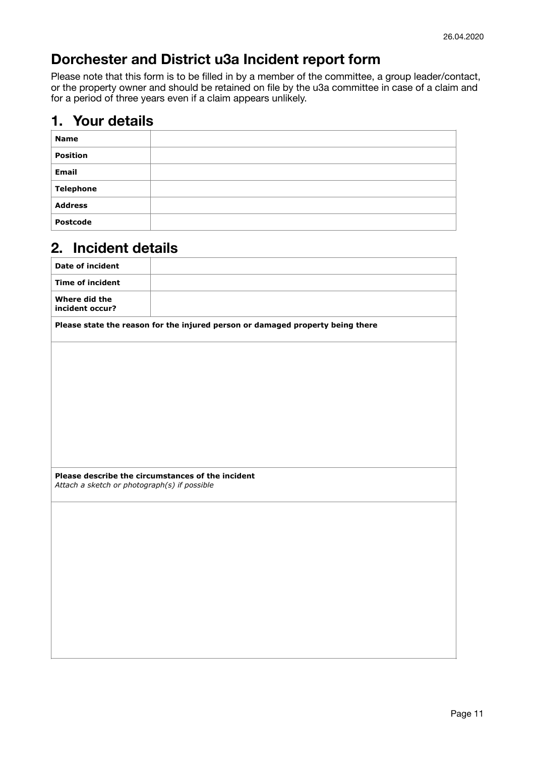# Dorchester and District u3a Incident report form

Please note that this form is to be filled in by a member of the committee, a group leader/contact, or the property owner and should be retained on file by the u3a committee in case of a claim and for a period of three years even if a claim appears unlikely.

## 1. Your details

| **Name** | |
|---|---|
| **Position** | |
| **Email** | |
| **Telephone** | |
| **Address** | |
| **Postcode** | |

## 2. Incident details

| **Date of incident** | |
|---|---|
| **Time of incident** | |
| **Where did the incident occur?** | |

**Please state the reason for the injured person or damaged property being there**

**Please describe the circumstances of the incident**
*Attach a sketch or photograph(s) if possible*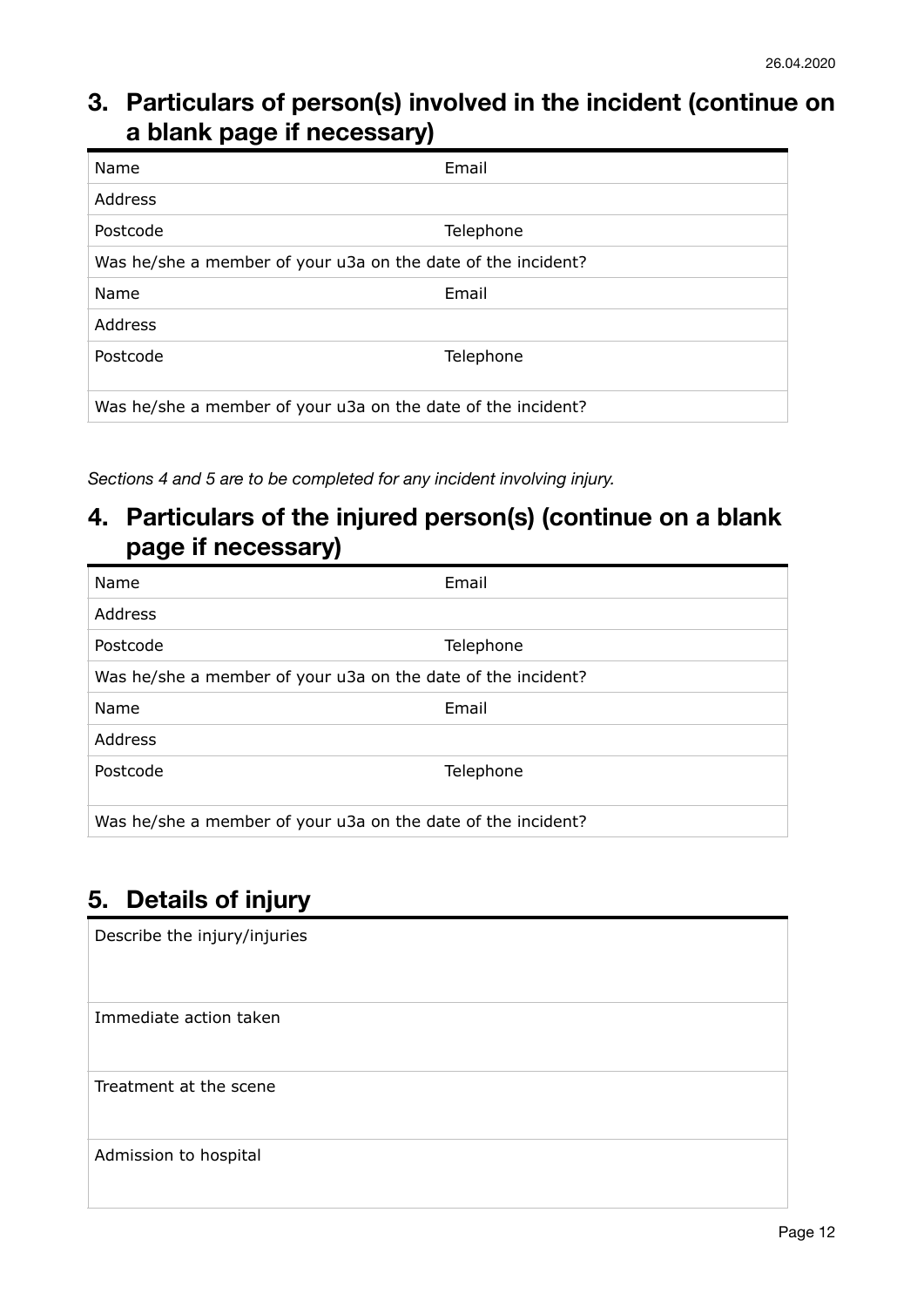## 3. Particulars of person(s) involved in the incident (continue on a blank page if necessary)

| Name | Email |
|---|---|
| Address | |
| Postcode | Telephone |
| Was he/she a member of your u3a on the date of the incident? | |
| Name | Email |
| Address | |
| Postcode | Telephone |
| Was he/she a member of your u3a on the date of the incident? | |

*Sections 4 and 5 are to be completed for any incident involving injury.*

## 4. Particulars of the injured person(s) (continue on a blank page if necessary)

| Name | Email |
|---|---|
| Address | |
| Postcode | Telephone |
| Was he/she a member of your u3a on the date of the incident? | |
| Name | Email |
| Address | |
| Postcode | Telephone |
| Was he/she a member of your u3a on the date of the incident? | |

## 5. Details of injury

| Describe the injury/injuries |
|---|
| Immediate action taken |
| Treatment at the scene |
| Admission to hospital |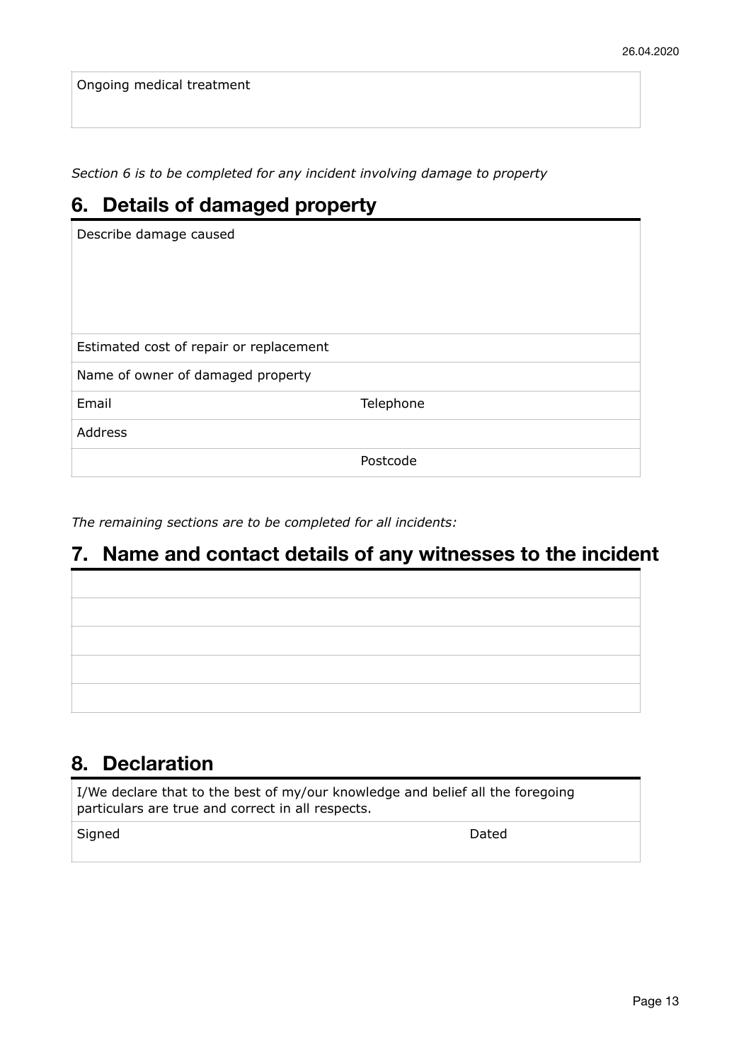| Ongoing medical treatment |
|---|
| |

*Section 6 is to be completed for any incident involving damage to property*

## 6. Details of damaged property

| Describe damage caused | |
|---|---|
| Estimated cost of repair or replacement | |
| Name of owner of damaged property | |
| Email | Telephone |
| Address | |
| | Postcode |

*The remaining sections are to be completed for all incidents:*

## 7. Name and contact details of any witnesses to the incident

| |
|---|
| |
| |
| |
| |
| |

## 8. Declaration

| I/We declare that to the best of my/our knowledge and belief all the foregoing particulars are true and correct in all respects. | |
|---|---|
| Signed | Dated |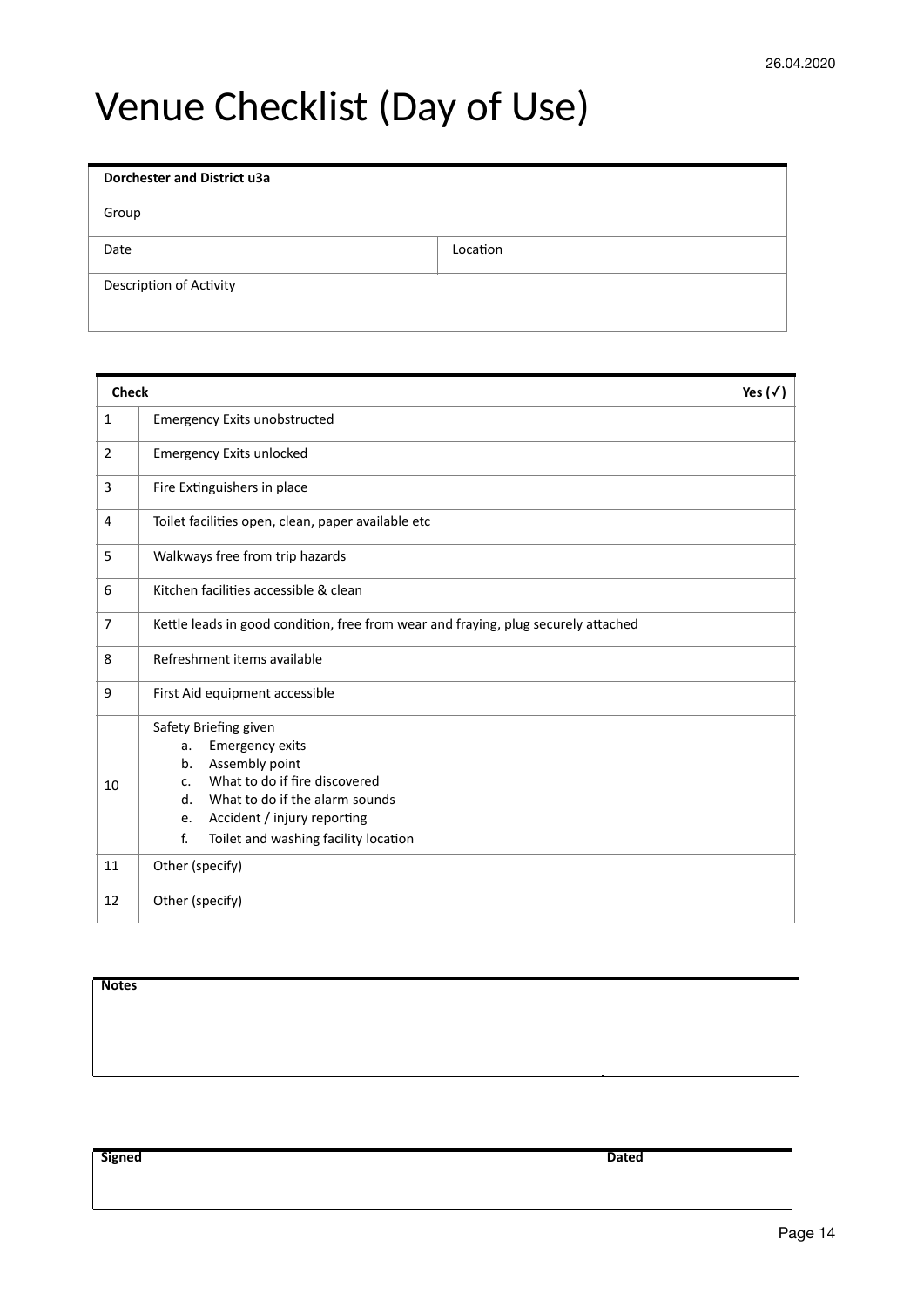26.04.2020

# Venue Checklist (Day of Use)

| **Dorchester and District u3a** | |
|---|---|
| Group | |
| Date | Location |
| Description of Activity | |

| **Check** | | **Yes (✓)** |
|---|---|---|
| 1 | Emergency Exits unobstructed | |
| 2 | Emergency Exits unlocked | |
| 3 | Fire Extinguishers in place | |
| 4 | Toilet facilities open, clean, paper available etc | |
| 5 | Walkways free from trip hazards | |
| 6 | Kitchen facilities accessible & clean | |
| 7 | Kettle leads in good condition, free from wear and fraying, plug securely attached | |
| 8 | Refreshment items available | |
| 9 | First Aid equipment accessible | |
| 10 | Safety Briefing given<br>a. Emergency exits<br>b. Assembly point<br>c. What to do if fire discovered<br>d. What to do if the alarm sounds<br>e. Accident / injury reporting<br>f. Toilet and washing facility location | |
| 11 | Other (specify) | |
| 12 | Other (specify) | |

| **Notes** |
|---|
| |

| **Signed** | **Dated** |
|---|---|
| | |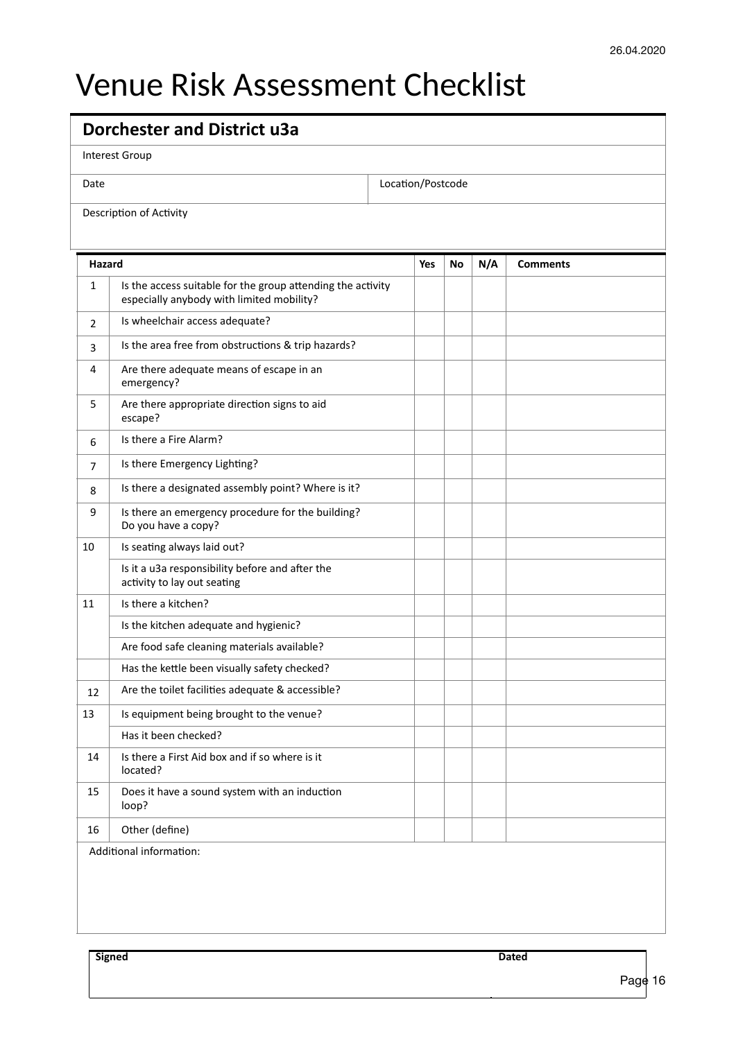26.04.2020

# Venue Risk Assessment Checklist

| **Dorchester and District u3a** | |
|---|---|
| Interest Group | |
| Date | Location/Postcode |
| Description of Activity | |

| | Hazard | Yes | No | N/A | Comments |
|---|---|---|---|---|---|
| 1 | Is the access suitable for the group attending the activity especially anybody with limited mobility? | | | | |
| 2 | Is wheelchair access adequate? | | | | |
| 3 | Is the area free from obstructions & trip hazards? | | | | |
| 4 | Are there adequate means of escape in an emergency? | | | | |
| 5 | Are there appropriate direction signs to aid escape? | | | | |
| 6 | Is there a Fire Alarm? | | | | |
| 7 | Is there Emergency Lighting? | | | | |
| 8 | Is there a designated assembly point? Where is it? | | | | |
| 9 | Is there an emergency procedure for the building? Do you have a copy? | | | | |
| 10 | Is seating always laid out? | | | | |
| | Is it a u3a responsibility before and after the activity to lay out seating | | | | |
| 11 | Is there a kitchen? | | | | |
| | Is the kitchen adequate and hygienic? | | | | |
| | Are food safe cleaning materials available? | | | | |
| | Has the kettle been visually safety checked? | | | | |
| 12 | Are the toilet facilities adequate & accessible? | | | | |
| 13 | Is equipment being brought to the venue? | | | | |
| | Has it been checked? | | | | |
| 14 | Is there a First Aid box and if so where is it located? | | | | |
| 15 | Does it have a sound system with an induction loop? | | | | |
| 16 | Other (define) | | | | |

Additional information:

| **Signed** | **Dated** |
|---|---|
| | |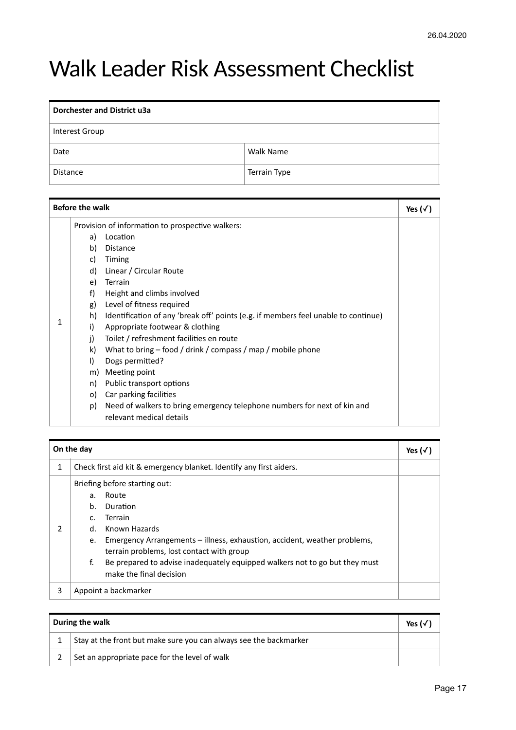# Walk Leader Risk Assessment Checklist

| **Dorchester and District u3a** | |
|---|---|
| Interest Group | |
| Date | Walk Name |
| Distance | Terrain Type |

| **Before the walk** | | **Yes (✓)** |
|---|---|---|
| 1 | Provision of information to prospective walkers:<br>a) Location<br>b) Distance<br>c) Timing<br>d) Linear / Circular Route<br>e) Terrain<br>f) Height and climbs involved<br>g) Level of fitness required<br>h) Identification of any 'break off' points (e.g. if members feel unable to continue)<br>i) Appropriate footwear & clothing<br>j) Toilet / refreshment facilities en route<br>k) What to bring – food / drink / compass / map / mobile phone<br>l) Dogs permitted?<br>m) Meeting point<br>n) Public transport options<br>o) Car parking facilities<br>p) Need of walkers to bring emergency telephone numbers for next of kin and relevant medical details | |

| **On the day** | | **Yes (✓)** |
|---|---|---|
| 1 | Check first aid kit & emergency blanket. Identify any first aiders. | |
| 2 | Briefing before starting out:<br>a. Route<br>b. Duration<br>c. Terrain<br>d. Known Hazards<br>e. Emergency Arrangements – illness, exhaustion, accident, weather problems, terrain problems, lost contact with group<br>f. Be prepared to advise inadequately equipped walkers not to go but they must make the final decision | |
| 3 | Appoint a backmarker | |

| **During the walk** | | **Yes (✓)** |
|---|---|---|
| 1 | Stay at the front but make sure you can always see the backmarker | |
| 2 | Set an appropriate pace for the level of walk | |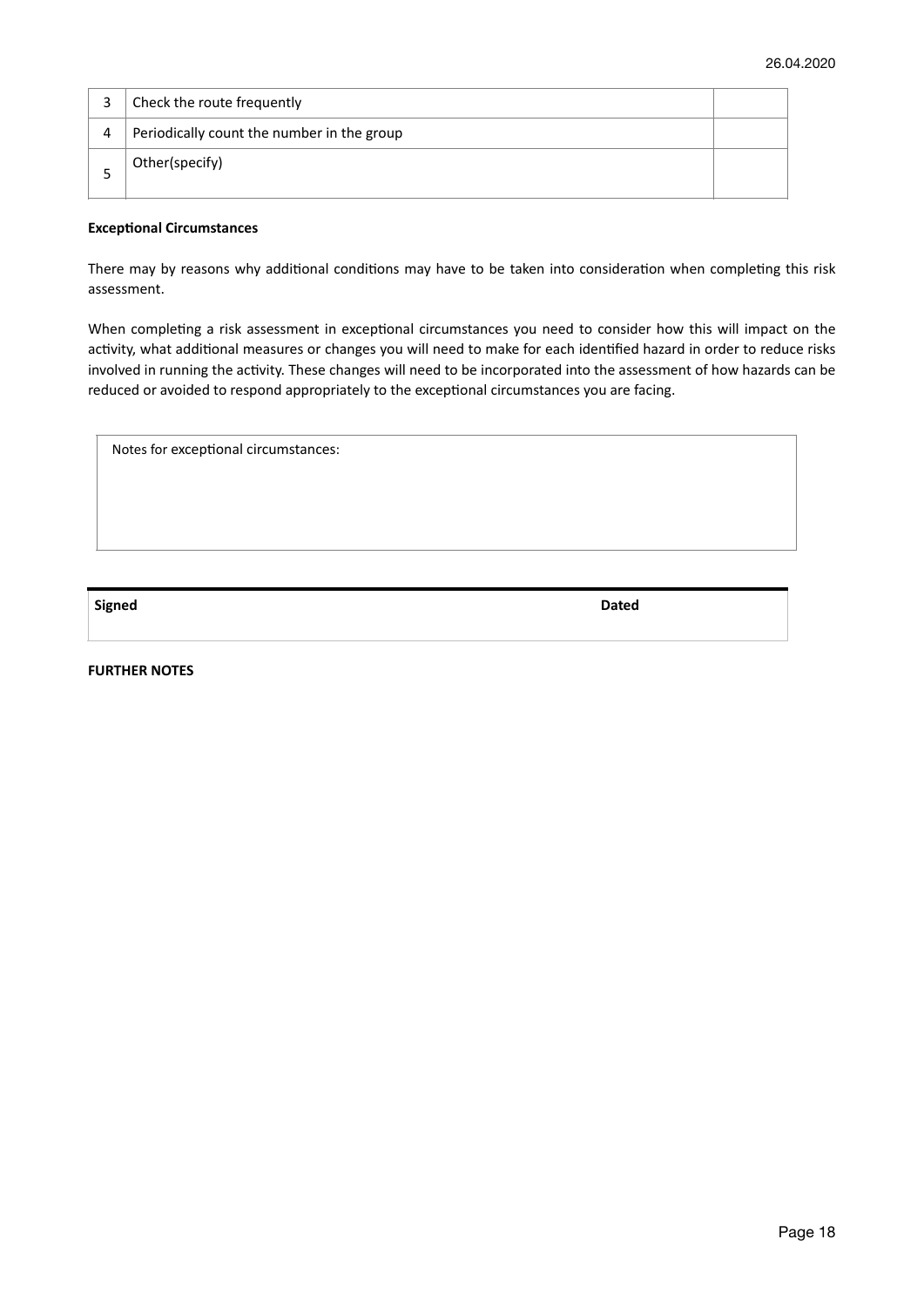| | | |
|---|---|---|
| 3 | Check the route frequently | |
| 4 | Periodically count the number in the group | |
| 5 | Other(specify) | |

**Exceptional Circumstances**

There may by reasons why additional conditions may have to be taken into consideration when completing this risk assessment.

When completing a risk assessment in exceptional circumstances you need to consider how this will impact on the activity, what additional measures or changes you will need to make for each identified hazard in order to reduce risks involved in running the activity. These changes will need to be incorporated into the assessment of how hazards can be reduced or avoided to respond appropriately to the exceptional circumstances you are facing.

| |
|---|
| Notes for exceptional circumstances: |

| | |
|---|---|
| **Signed** | **Dated** |

**FURTHER NOTES**